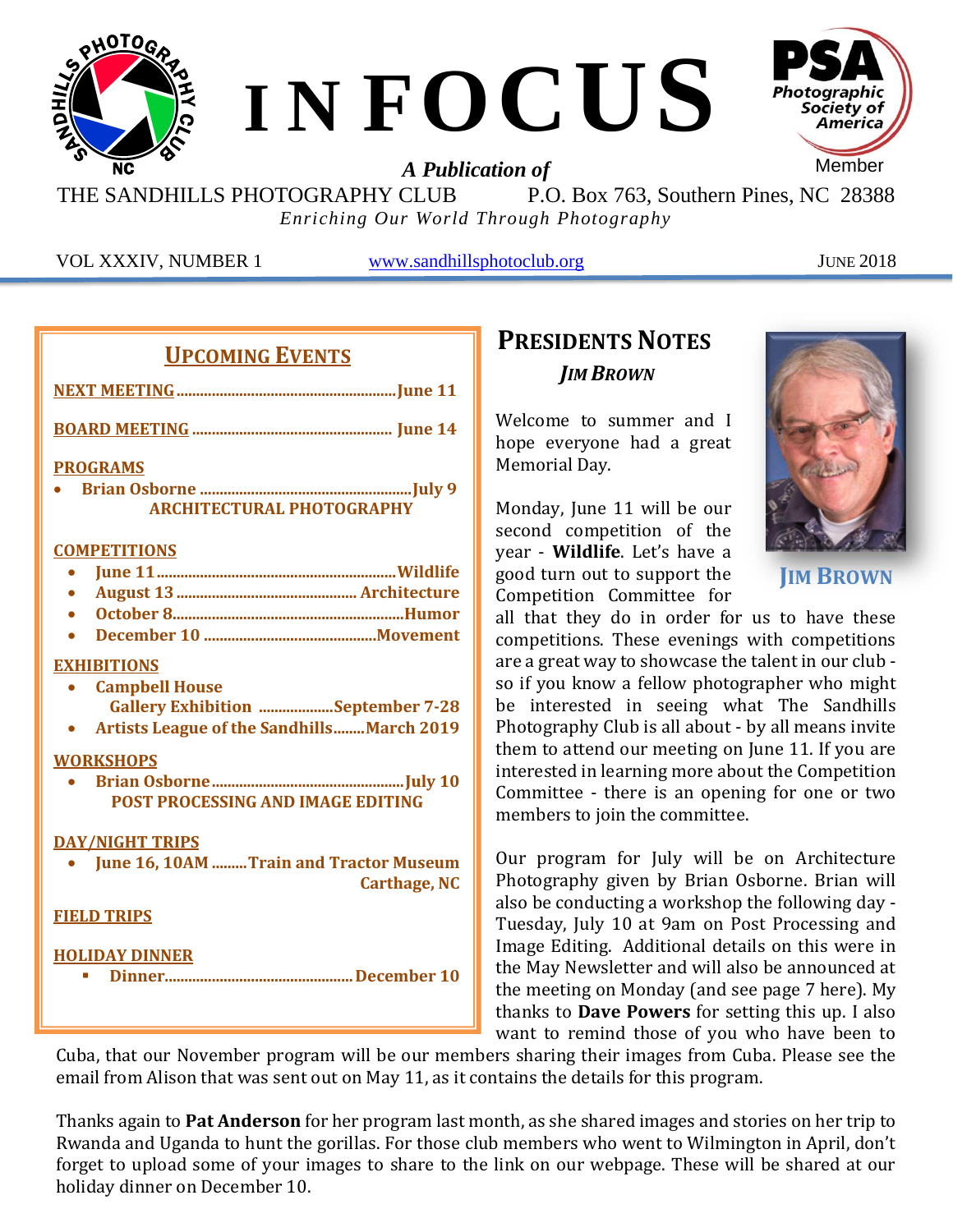# INFOCUS

***A Publication of***

THE SANDHILLS PHOTOGRAPHY CLUB P.O. Box 763, Southern Pines, NC 28388

*Enriching Our World Through Photography*

VOL XXXIV, NUMBER 1 www.sandhillsphotoclub.org JUNE 2018

## UPCOMING EVENTS

**NEXT MEETING** ........................................ **June 11**

**BOARD MEETING** ........................................ **June 14**

**PROGRAMS**

- **Brian Osborne** ........................................ **July 9**
  **ARCHITECTURAL PHOTOGRAPHY**

**COMPETITIONS**

- **June 11** ........................................ **Wildlife**
- **August 13** ........................................ **Architecture**
- **October 8** ........................................ **Humor**
- **December 10** ........................................ **Movement**

**EXHIBITIONS**

- **Campbell House Gallery Exhibition** ........................................ **September 7-28**
- **Artists League of the Sandhills** ........................................ **March 2019**

**WORKSHOPS**

- **Brian Osborne** ........................................ **July 10**
  **POST PROCESSING AND IMAGE EDITING**

**DAY/NIGHT TRIPS**

- **June 16, 10AM** ........................................ **Train and Tractor Museum Carthage, NC**

**FIELD TRIPS**

**HOLIDAY DINNER**

- **Dinner** ........................................ **December 10**

## PRESIDENTS NOTES

***JIM BROWN***

**JIM BROWN**

Welcome to summer and I hope everyone had a great Memorial Day.

Monday, June 11 will be our second competition of the year - **Wildlife**. Let's have a good turn out to support the Competition Committee for all that they do in order for us to have these competitions. These evenings with competitions are a great way to showcase the talent in our club - so if you know a fellow photographer who might be interested in seeing what The Sandhills Photography Club is all about - by all means invite them to attend our meeting on June 11. If you are interested in learning more about the Competition Committee - there is an opening for one or two members to join the committee.

Our program for July will be on Architecture Photography given by Brian Osborne. Brian will also be conducting a workshop the following day - Tuesday, July 10 at 9am on Post Processing and Image Editing. Additional details on this were in the May Newsletter and will also be announced at the meeting on Monday (and see page 7 here). My thanks to **Dave Powers** for setting this up. I also want to remind those of you who have been to Cuba, that our November program will be our members sharing their images from Cuba. Please see the email from Alison that was sent out on May 11, as it contains the details for this program.

Thanks again to **Pat Anderson** for her program last month, as she shared images and stories on her trip to Rwanda and Uganda to hunt the gorillas. For those club members who went to Wilmington in April, don't forget to upload some of your images to share to the link on our webpage. These will be shared at our holiday dinner on December 10.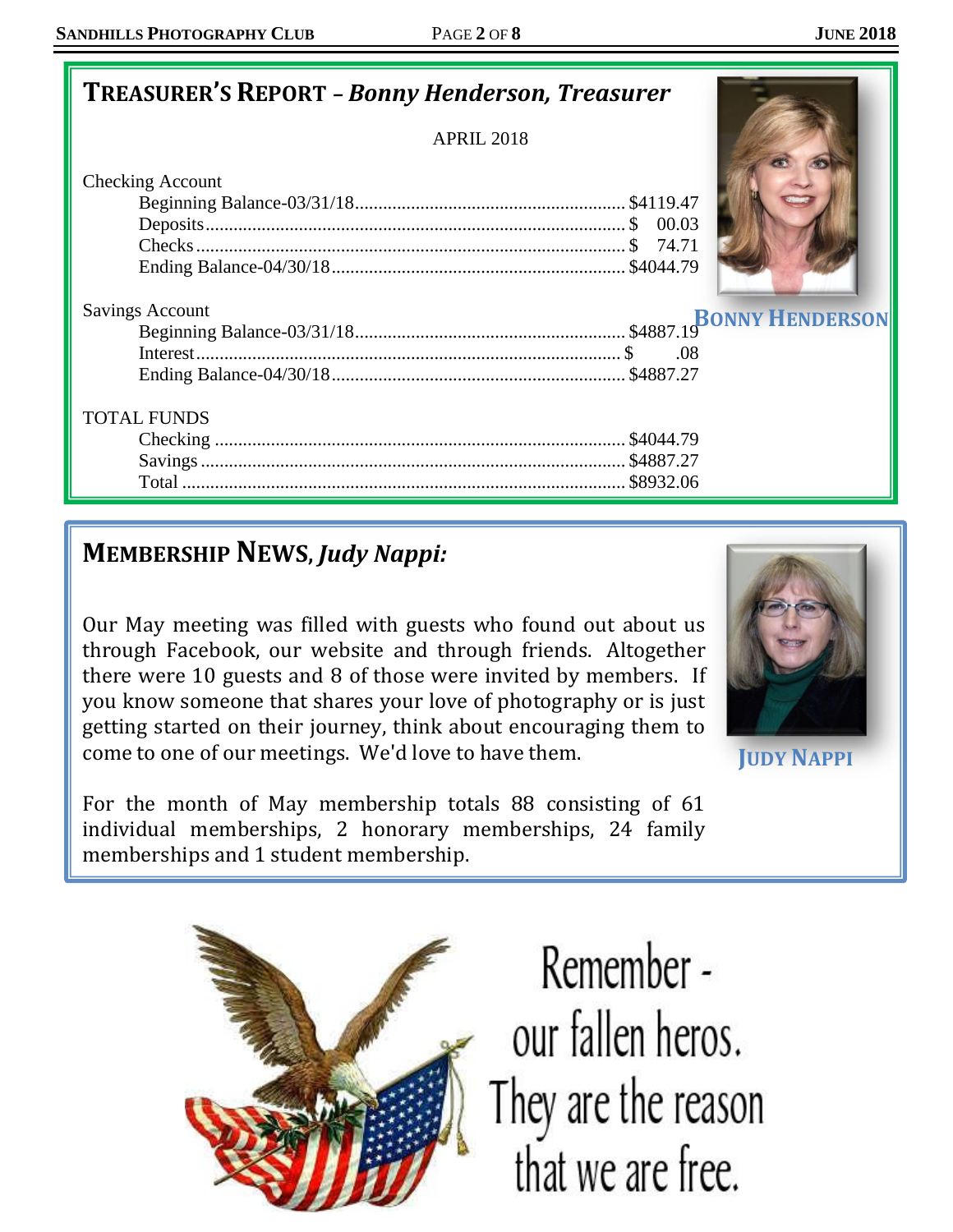## TREASURER'S REPORT – *Bonny Henderson, Treasurer*

APRIL 2018

**BONNY HENDERSON**

Checking Account

| | |
|---|---|
| Beginning Balance-03/31/18 | $4119.47 |
| Deposits | $ 00.03 |
| Checks | $ 74.71 |
| Ending Balance-04/30/18 | $4044.79 |

Savings Account

| | |
|---|---|
| Beginning Balance-03/31/18 | $4887.19 |
| Interest | $ .08 |
| Ending Balance-04/30/18 | $4887.27 |

TOTAL FUNDS

| | |
|---|---|
| Checking | $4044.79 |
| Savings | $4887.27 |
| Total | $8932.06 |

## MEMBERSHIP NEWS, *Judy Nappi:*

**JUDY NAPPI**

Our May meeting was filled with guests who found out about us through Facebook, our website and through friends. Altogether there were 10 guests and 8 of those were invited by members. If you know someone that shares your love of photography or is just getting started on their journey, think about encouraging them to come to one of our meetings. We'd love to have them.

For the month of May membership totals 88 consisting of 61 individual memberships, 2 honorary memberships, 24 family memberships and 1 student membership.

Remember - our fallen heros. They are the reason that we are free.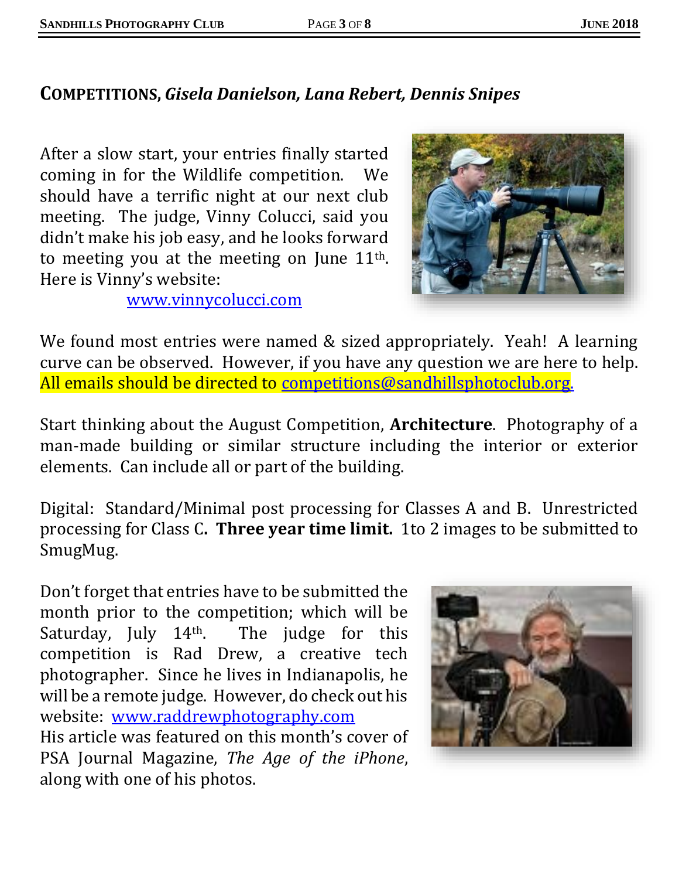## COMPETITIONS, *Gisela Danielson, Lana Rebert, Dennis Snipes*

After a slow start, your entries finally started coming in for the Wildlife competition. We should have a terrific night at our next club meeting. The judge, Vinny Colucci, said you didn't make his job easy, and he looks forward to meeting you at the meeting on June 11th. Here is Vinny's website:

www.vinnycolucci.com

We found most entries were named & sized appropriately. Yeah! A learning curve can be observed. However, if you have any question we are here to help. All emails should be directed to competitions@sandhillsphotoclub.org.

Start thinking about the August Competition, **Architecture**. Photography of a man-made building or similar structure including the interior or exterior elements. Can include all or part of the building.

Digital: Standard/Minimal post processing for Classes A and B. Unrestricted processing for Class C**. Three year time limit.** 1to 2 images to be submitted to SmugMug.

Don't forget that entries have to be submitted the month prior to the competition; which will be Saturday, July 14th. The judge for this competition is Rad Drew, a creative tech photographer. Since he lives in Indianapolis, he will be a remote judge. However, do check out his website: www.raddrewphotography.com
His article was featured on this month's cover of PSA Journal Magazine, *The Age of the iPhone*, along with one of his photos.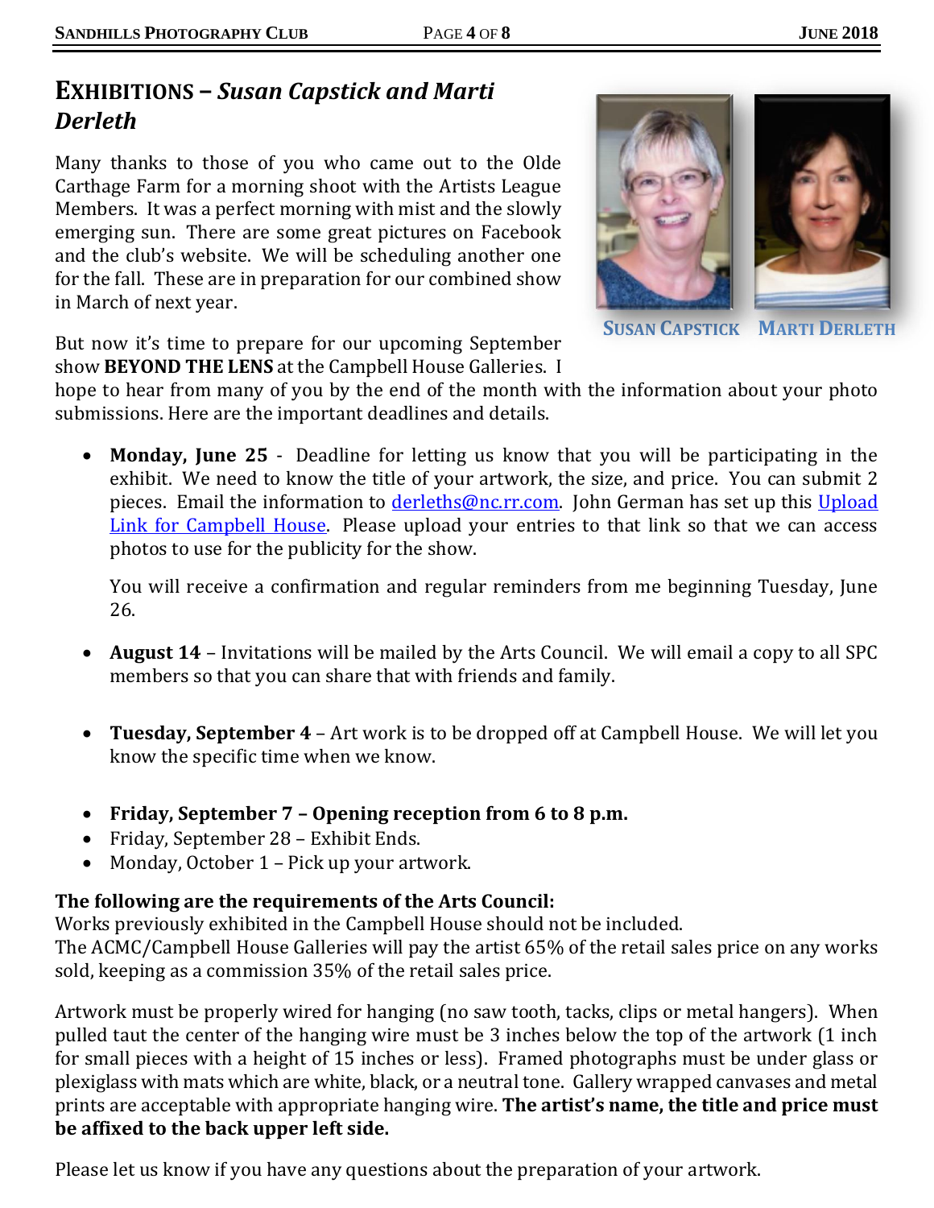# EXHIBITIONS – *Susan Capstick and Marti Derleth*

SUSAN CAPSTICK MARTI DERLETH

Many thanks to those of you who came out to the Olde Carthage Farm for a morning shoot with the Artists League Members. It was a perfect morning with mist and the slowly emerging sun. There are some great pictures on Facebook and the club's website. We will be scheduling another one for the fall. These are in preparation for our combined show in March of next year.

But now it's time to prepare for our upcoming September show **BEYOND THE LENS** at the Campbell House Galleries. I hope to hear from many of you by the end of the month with the information about your photo submissions. Here are the important deadlines and details.

- **Monday, June 25** - Deadline for letting us know that you will be participating in the exhibit. We need to know the title of your artwork, the size, and price. You can submit 2 pieces. Email the information to derleths@nc.rr.com. John German has set up this Upload Link for Campbell House. Please upload your entries to that link so that we can access photos to use for the publicity for the show.

  You will receive a confirmation and regular reminders from me beginning Tuesday, June 26.

- **August 14** – Invitations will be mailed by the Arts Council. We will email a copy to all SPC members so that you can share that with friends and family.

- **Tuesday, September 4** – Art work is to be dropped off at Campbell House. We will let you know the specific time when we know.

- **Friday, September 7 – Opening reception from 6 to 8 p.m.**
- Friday, September 28 – Exhibit Ends.
- Monday, October 1 – Pick up your artwork.

**The following are the requirements of the Arts Council:**
Works previously exhibited in the Campbell House should not be included.
The ACMC/Campbell House Galleries will pay the artist 65% of the retail sales price on any works sold, keeping as a commission 35% of the retail sales price.

Artwork must be properly wired for hanging (no saw tooth, tacks, clips or metal hangers). When pulled taut the center of the hanging wire must be 3 inches below the top of the artwork (1 inch for small pieces with a height of 15 inches or less). Framed photographs must be under glass or plexiglass with mats which are white, black, or a neutral tone. Gallery wrapped canvases and metal prints are acceptable with appropriate hanging wire. **The artist's name, the title and price must be affixed to the back upper left side.**

Please let us know if you have any questions about the preparation of your artwork.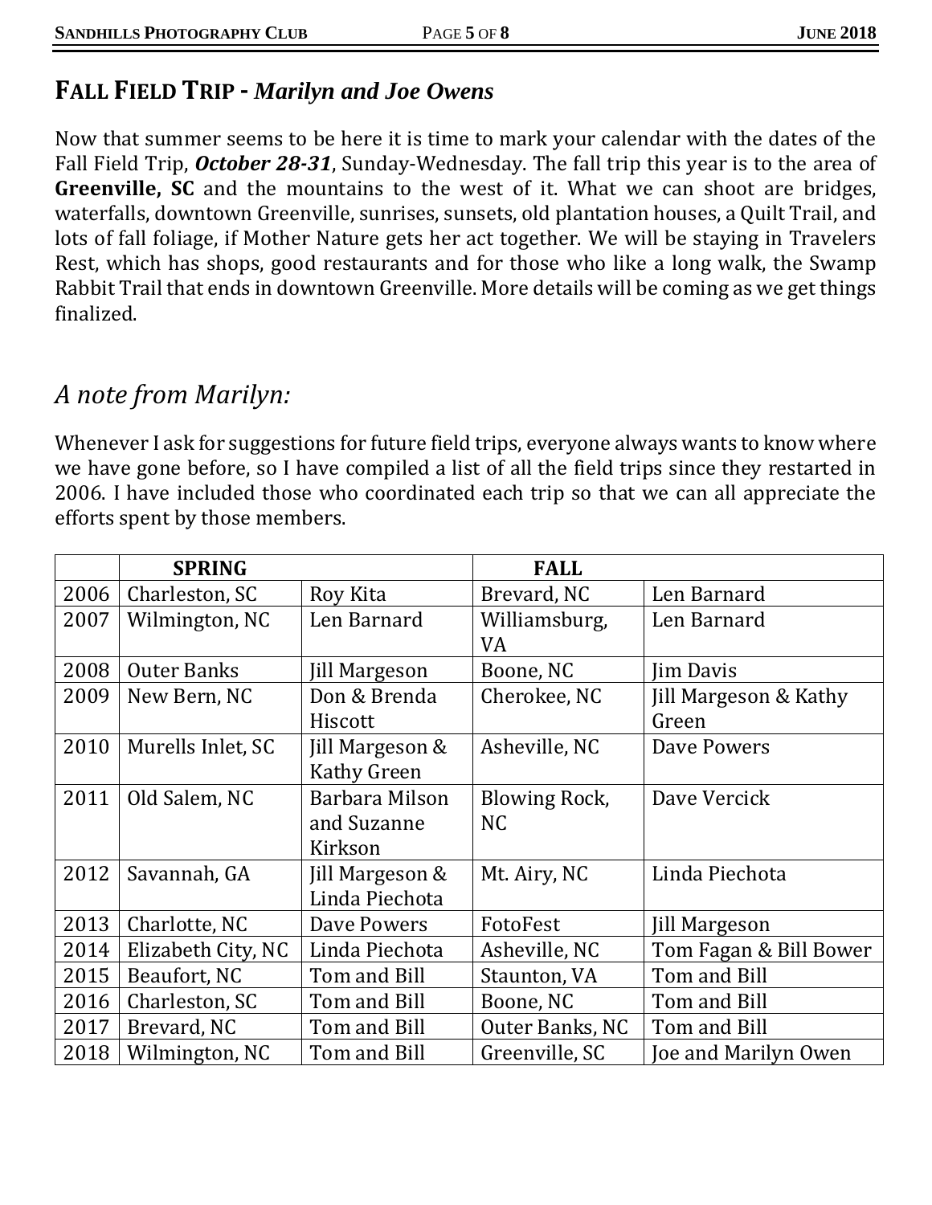## FALL FIELD TRIP - *Marilyn and Joe Owens*

Now that summer seems to be here it is time to mark your calendar with the dates of the Fall Field Trip, ***October 28-31***, Sunday-Wednesday. The fall trip this year is to the area of **Greenville, SC** and the mountains to the west of it. What we can shoot are bridges, waterfalls, downtown Greenville, sunrises, sunsets, old plantation houses, a Quilt Trail, and lots of fall foliage, if Mother Nature gets her act together. We will be staying in Travelers Rest, which has shops, good restaurants and for those who like a long walk, the Swamp Rabbit Trail that ends in downtown Greenville. More details will be coming as we get things finalized.

## *A note from Marilyn:*

Whenever I ask for suggestions for future field trips, everyone always wants to know where we have gone before, so I have compiled a list of all the field trips since they restarted in 2006. I have included those who coordinated each trip so that we can all appreciate the efforts spent by those members.

| | **SPRING** | | **FALL** | |
|---|---|---|---|---|
| 2006 | Charleston, SC | Roy Kita | Brevard, NC | Len Barnard |
| 2007 | Wilmington, NC | Len Barnard | Williamsburg, VA | Len Barnard |
| 2008 | Outer Banks | Jill Margeson | Boone, NC | Jim Davis |
| 2009 | New Bern, NC | Don & Brenda Hiscott | Cherokee, NC | Jill Margeson & Kathy Green |
| 2010 | Murells Inlet, SC | Jill Margeson & Kathy Green | Asheville, NC | Dave Powers |
| 2011 | Old Salem, NC | Barbara Milson and Suzanne Kirkson | Blowing Rock, NC | Dave Vercick |
| 2012 | Savannah, GA | Jill Margeson & Linda Piechota | Mt. Airy, NC | Linda Piechota |
| 2013 | Charlotte, NC | Dave Powers | FotoFest | Jill Margeson |
| 2014 | Elizabeth City, NC | Linda Piechota | Asheville, NC | Tom Fagan & Bill Bower |
| 2015 | Beaufort, NC | Tom and Bill | Staunton, VA | Tom and Bill |
| 2016 | Charleston, SC | Tom and Bill | Boone, NC | Tom and Bill |
| 2017 | Brevard, NC | Tom and Bill | Outer Banks, NC | Tom and Bill |
| 2018 | Wilmington, NC | Tom and Bill | Greenville, SC | Joe and Marilyn Owen |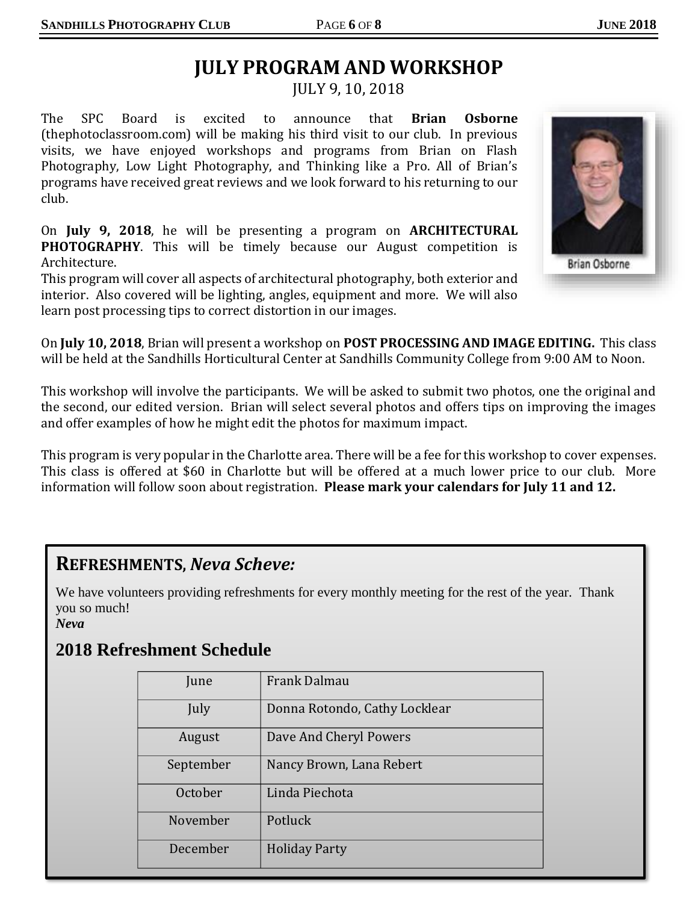# JULY PROGRAM AND WORKSHOP

JULY 9, 10, 2018

The SPC Board is excited to announce that **Brian Osborne** (thephotoclassroom.com) will be making his third visit to our club. In previous visits, we have enjoyed workshops and programs from Brian on Flash Photography, Low Light Photography, and Thinking like a Pro. All of Brian's programs have received great reviews and we look forward to his returning to our club.

Brian Osborne

On **July 9, 2018**, he will be presenting a program on **ARCHITECTURAL PHOTOGRAPHY**. This will be timely because our August competition is Architecture.

This program will cover all aspects of architectural photography, both exterior and interior. Also covered will be lighting, angles, equipment and more. We will also learn post processing tips to correct distortion in our images.

On **July 10, 2018**, Brian will present a workshop on **POST PROCESSING AND IMAGE EDITING.** This class will be held at the Sandhills Horticultural Center at Sandhills Community College from 9:00 AM to Noon.

This workshop will involve the participants. We will be asked to submit two photos, one the original and the second, our edited version. Brian will select several photos and offers tips on improving the images and offer examples of how he might edit the photos for maximum impact.

This program is very popular in the Charlotte area. There will be a fee for this workshop to cover expenses. This class is offered at $60 in Charlotte but will be offered at a much lower price to our club. More information will follow soon about registration. **Please mark your calendars for July 11 and 12.**

## REFRESHMENTS, *Neva Scheve:*

We have volunteers providing refreshments for every monthly meeting for the rest of the year. Thank you so much!
***Neva***

## 2018 Refreshment Schedule

| | |
|---|---|
| June | Frank Dalmau |
| July | Donna Rotondo, Cathy Locklear |
| August | Dave And Cheryl Powers |
| September | Nancy Brown, Lana Rebert |
| October | Linda Piechota |
| November | Potluck |
| December | Holiday Party |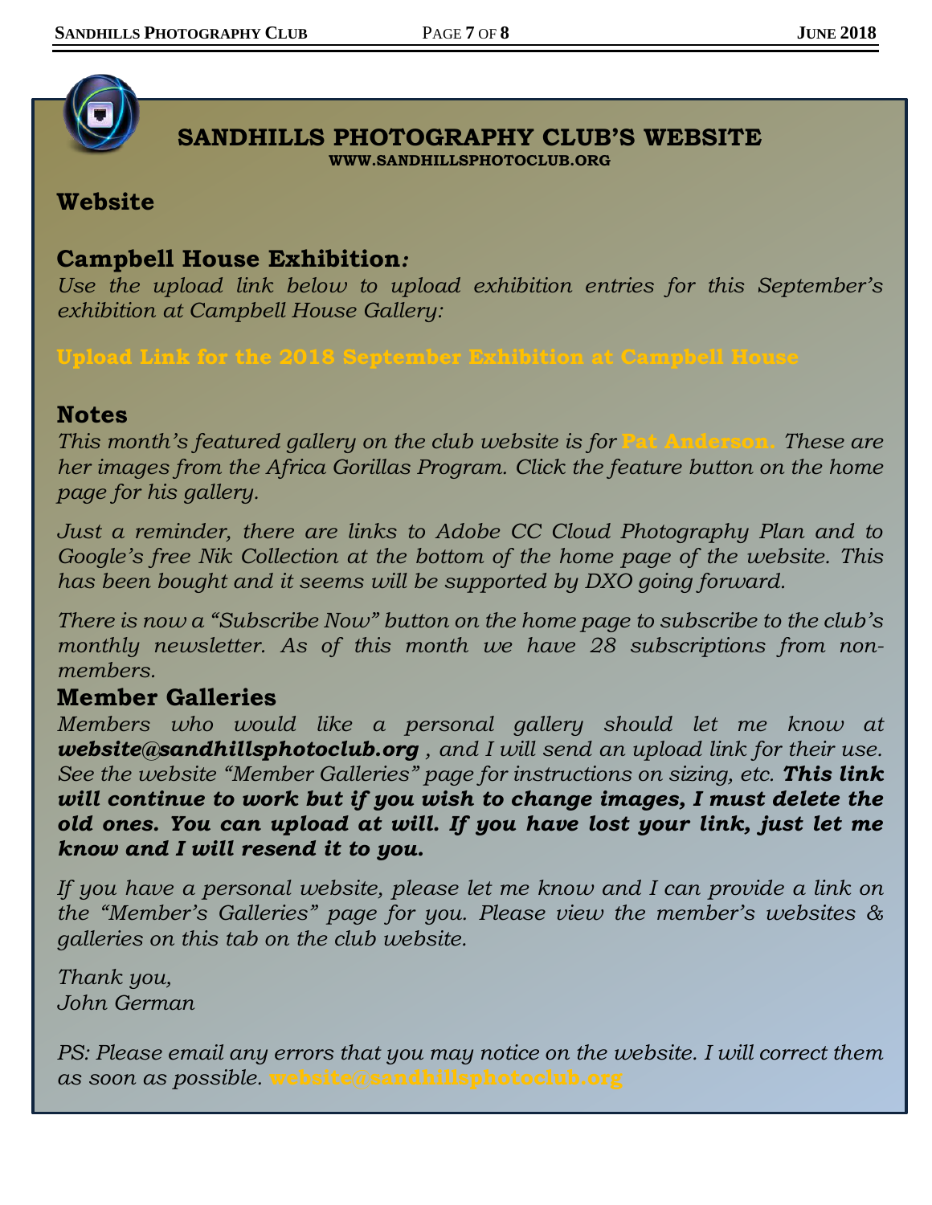# SANDHILLS PHOTOGRAPHY CLUB'S WEBSITE

**WWW.SANDHILLSPHOTOCLUB.ORG**

## Website

## Campbell House Exhibition*:*

*Use the upload link below to upload exhibition entries for this September's exhibition at Campbell House Gallery:*

**Upload Link for the 2018 September Exhibition at Campbell House**

## Notes

*This month's featured gallery on the club website is for* **Pat Anderson.** *These are her images from the Africa Gorillas Program. Click the feature button on the home page for his gallery.*

*Just a reminder, there are links to Adobe CC Cloud Photography Plan and to Google's free Nik Collection at the bottom of the home page of the website. This has been bought and it seems will be supported by DXO going forward.*

*There is now a "Subscribe Now" button on the home page to subscribe to the club's monthly newsletter. As of this month we have 28 subscriptions from non-members.*

## Member Galleries

*Members who would like a personal gallery should let me know at* ***website@sandhillsphotoclub.org*** *, and I will send an upload link for their use. See the website "Member Galleries" page for instructions on sizing, etc.* ***This link will continue to work but if you wish to change images, I must delete the old ones. You can upload at will. If you have lost your link, just let me know and I will resend it to you.***

*If you have a personal website, please let me know and I can provide a link on the "Member's Galleries" page for you. Please view the member's websites & galleries on this tab on the club website.*

*Thank you,*
*John German*

*PS: Please email any errors that you may notice on the website. I will correct them as soon as possible.* **website@sandhillsphotoclub.org**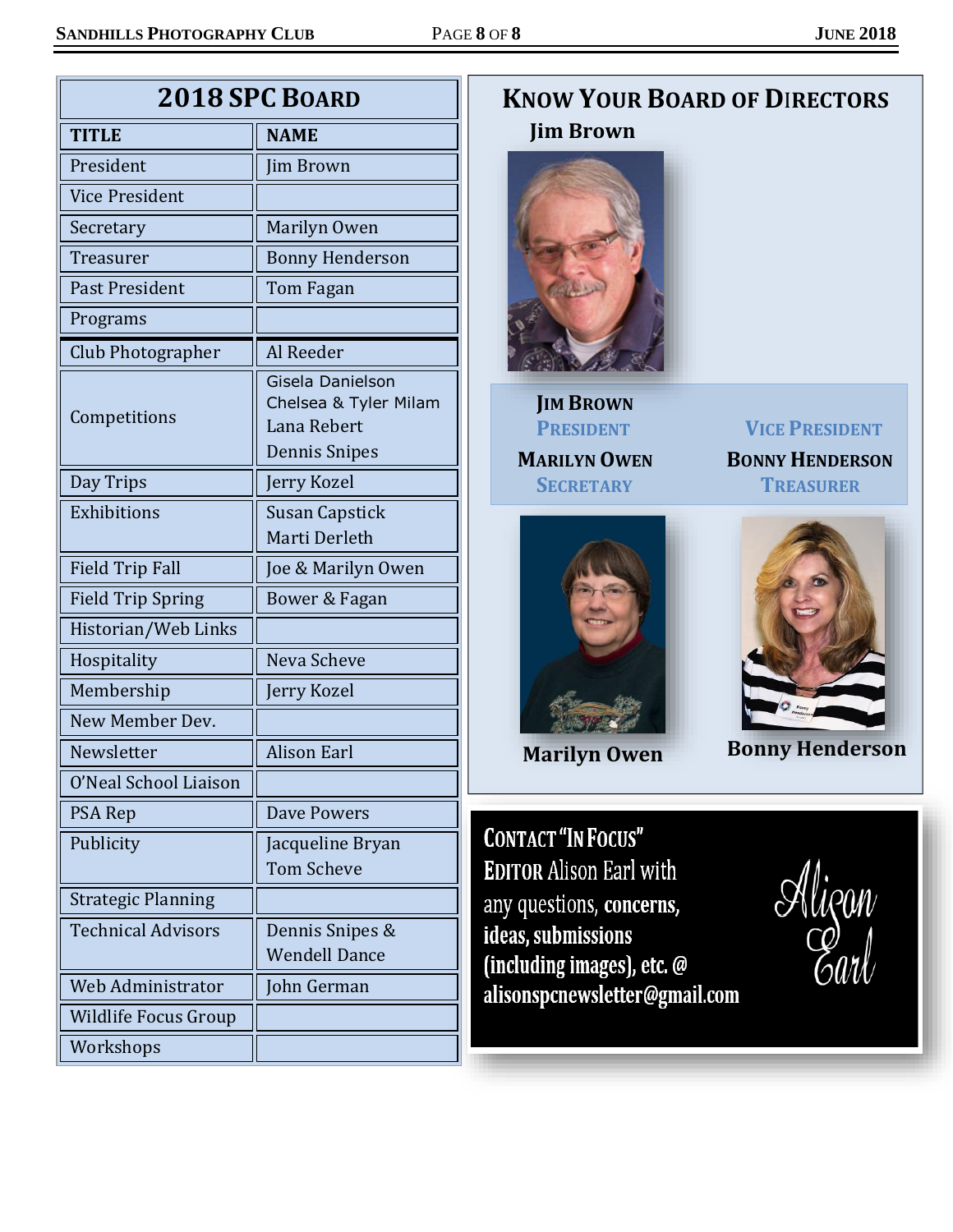## 2018 SPC Board

| TITLE | NAME |
|---|---|
| President | Jim Brown |
| Vice President | |
| Secretary | Marilyn Owen |
| Treasurer | Bonny Henderson |
| Past President | Tom Fagan |
| Programs | |
| Club Photographer | Al Reeder |
| Competitions | Gisela Danielson<br>Chelsea & Tyler Milam<br>Lana Rebert<br>Dennis Snipes |
| Day Trips | Jerry Kozel |
| Exhibitions | Susan Capstick<br>Marti Derleth |
| Field Trip Fall | Joe & Marilyn Owen |
| Field Trip Spring | Bower & Fagan |
| Historian/Web Links | |
| Hospitality | Neva Scheve |
| Membership | Jerry Kozel |
| New Member Dev. | |
| Newsletter | Alison Earl |
| O'Neal School Liaison | |
| PSA Rep | Dave Powers |
| Publicity | Jacqueline Bryan<br>Tom Scheve |
| Strategic Planning | |
| Technical Advisors | Dennis Snipes &<br>Wendell Dance |
| Web Administrator | John German |
| Wildlife Focus Group | |
| Workshops | |

## Know Your Board of Directors

**Jim Brown**

**Jim Brown**
President

Vice President

**Marilyn Owen**
Secretary

**Bonny Henderson**
Treasurer

**Marilyn Owen**

**Bonny Henderson**

**Contact "In Focus" Editor** Alison Earl with any questions, **concerns, ideas, submissions (including images), etc. @ alisonspcnewsletter@gmail.com**

Alison Earl